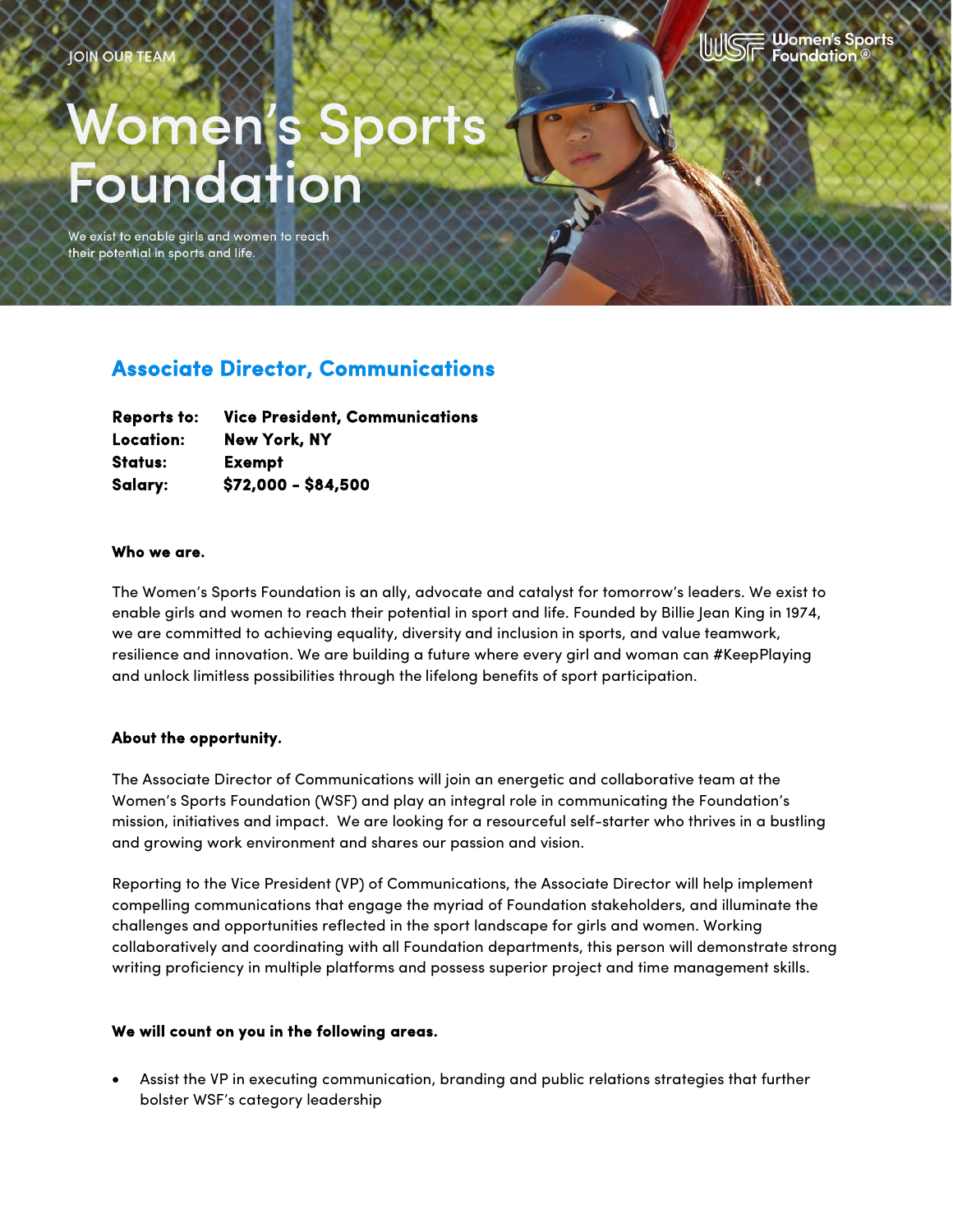JOIN OUR TEAM

# Women's Sports Foundation

We exist to enable girls and women to reach their potential in sports and life.

## Associate Director, Communications

**Reports to:** **Vice President, Communications**
**Location:** **New York, NY**
**Status:** **Exempt**
**Salary:** **$72,000 - $84,500**

### Who we are.

The Women's Sports Foundation is an ally, advocate and catalyst for tomorrow's leaders. We exist to enable girls and women to reach their potential in sport and life. Founded by Billie Jean King in 1974, we are committed to achieving equality, diversity and inclusion in sports, and value teamwork, resilience and innovation. We are building a future where every girl and woman can #KeepPlaying and unlock limitless possibilities through the lifelong benefits of sport participation.

### About the opportunity.

The Associate Director of Communications will join an energetic and collaborative team at the Women's Sports Foundation (WSF) and play an integral role in communicating the Foundation's mission, initiatives and impact. We are looking for a resourceful self-starter who thrives in a bustling and growing work environment and shares our passion and vision.

Reporting to the Vice President (VP) of Communications, the Associate Director will help implement compelling communications that engage the myriad of Foundation stakeholders, and illuminate the challenges and opportunities reflected in the sport landscape for girls and women. Working collaboratively and coordinating with all Foundation departments, this person will demonstrate strong writing proficiency in multiple platforms and possess superior project and time management skills.

### We will count on you in the following areas.

- Assist the VP in executing communication, branding and public relations strategies that further bolster WSF's category leadership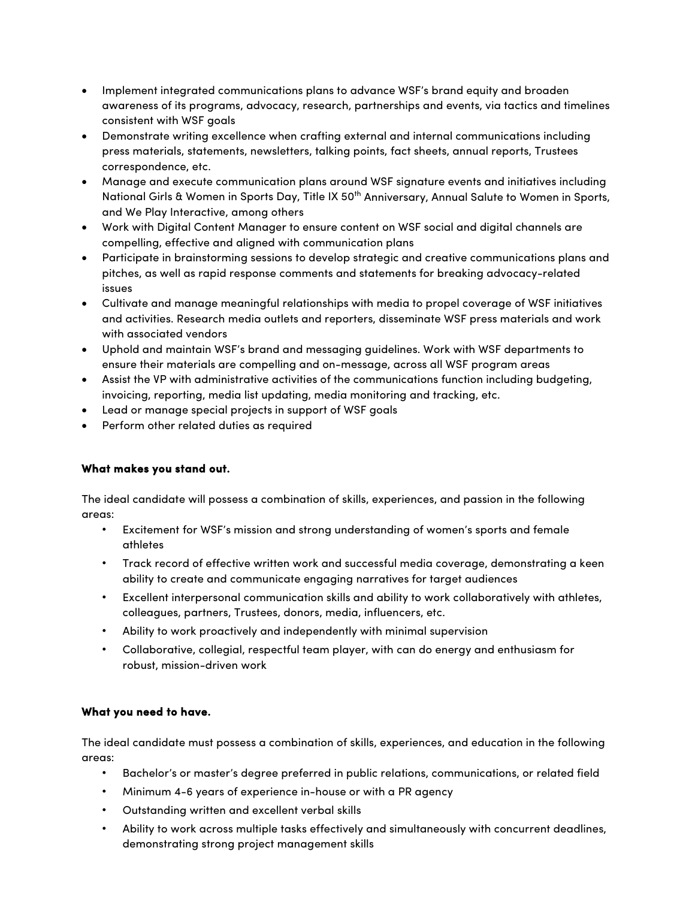- Implement integrated communications plans to advance WSF's brand equity and broaden awareness of its programs, advocacy, research, partnerships and events, via tactics and timelines consistent with WSF goals
- Demonstrate writing excellence when crafting external and internal communications including press materials, statements, newsletters, talking points, fact sheets, annual reports, Trustees correspondence, etc.
- Manage and execute communication plans around WSF signature events and initiatives including National Girls & Women in Sports Day, Title IX 50th Anniversary, Annual Salute to Women in Sports, and We Play Interactive, among others
- Work with Digital Content Manager to ensure content on WSF social and digital channels are compelling, effective and aligned with communication plans
- Participate in brainstorming sessions to develop strategic and creative communications plans and pitches, as well as rapid response comments and statements for breaking advocacy-related issues
- Cultivate and manage meaningful relationships with media to propel coverage of WSF initiatives and activities. Research media outlets and reporters, disseminate WSF press materials and work with associated vendors
- Uphold and maintain WSF's brand and messaging guidelines. Work with WSF departments to ensure their materials are compelling and on-message, across all WSF program areas
- Assist the VP with administrative activities of the communications function including budgeting, invoicing, reporting, media list updating, media monitoring and tracking, etc.
- Lead or manage special projects in support of WSF goals
- Perform other related duties as required

**What makes you stand out.**

The ideal candidate will possess a combination of skills, experiences, and passion in the following areas:

- Excitement for WSF's mission and strong understanding of women's sports and female athletes
- Track record of effective written work and successful media coverage, demonstrating a keen ability to create and communicate engaging narratives for target audiences
- Excellent interpersonal communication skills and ability to work collaboratively with athletes, colleagues, partners, Trustees, donors, media, influencers, etc.
- Ability to work proactively and independently with minimal supervision
- Collaborative, collegial, respectful team player, with can do energy and enthusiasm for robust, mission-driven work

**What you need to have.**

The ideal candidate must possess a combination of skills, experiences, and education in the following areas:

- Bachelor's or master's degree preferred in public relations, communications, or related field
- Minimum 4-6 years of experience in-house or with a PR agency
- Outstanding written and excellent verbal skills
- Ability to work across multiple tasks effectively and simultaneously with concurrent deadlines, demonstrating strong project management skills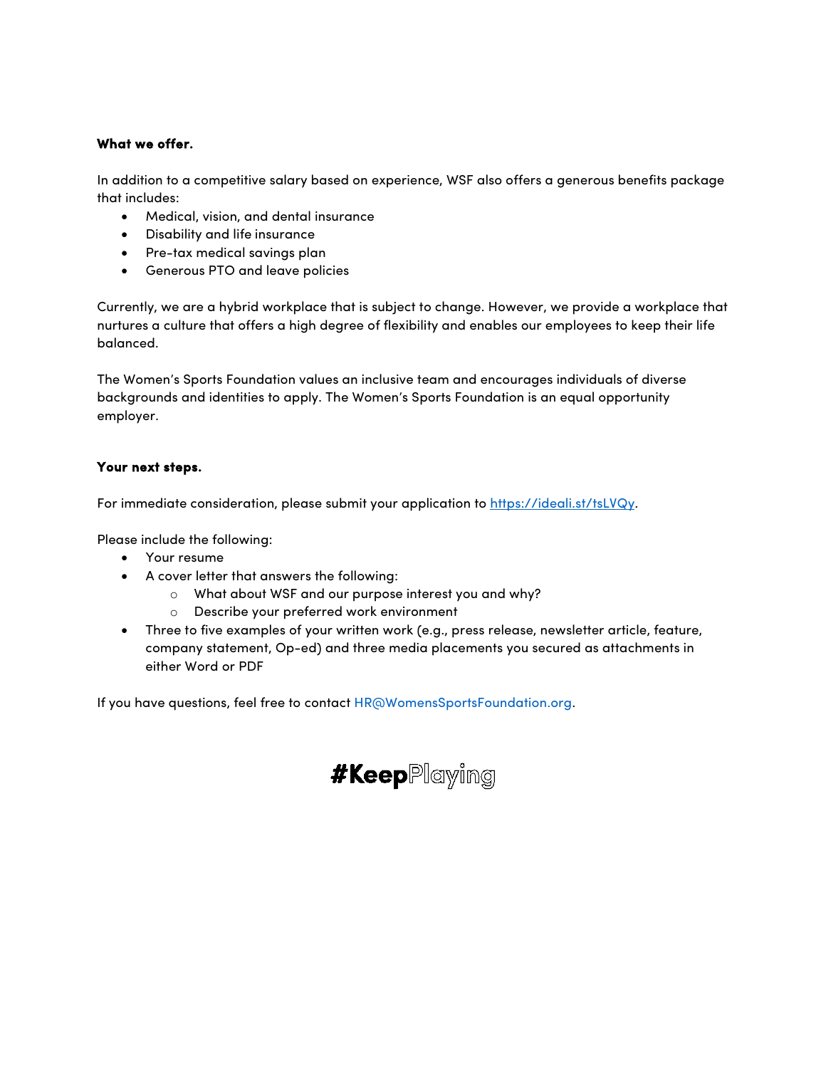**What we offer.**

In addition to a competitive salary based on experience, WSF also offers a generous benefits package that includes:

- Medical, vision, and dental insurance
- Disability and life insurance
- Pre-tax medical savings plan
- Generous PTO and leave policies

Currently, we are a hybrid workplace that is subject to change. However, we provide a workplace that nurtures a culture that offers a high degree of flexibility and enables our employees to keep their life balanced.

The Women's Sports Foundation values an inclusive team and encourages individuals of diverse backgrounds and identities to apply. The Women's Sports Foundation is an equal opportunity employer.

**Your next steps.**

For immediate consideration, please submit your application to [https://ideali.st/tsLVQy](https://ideali.st/tsLVQy).

Please include the following:

- Your resume
- A cover letter that answers the following:
  - What about WSF and our purpose interest you and why?
  - Describe your preferred work environment
- Three to five examples of your written work (e.g., press release, newsletter article, feature, company statement, Op-ed) and three media placements you secured as attachments in either Word or PDF

If you have questions, feel free to contact HR@WomensSportsFoundation.org.

#KeepPlaying